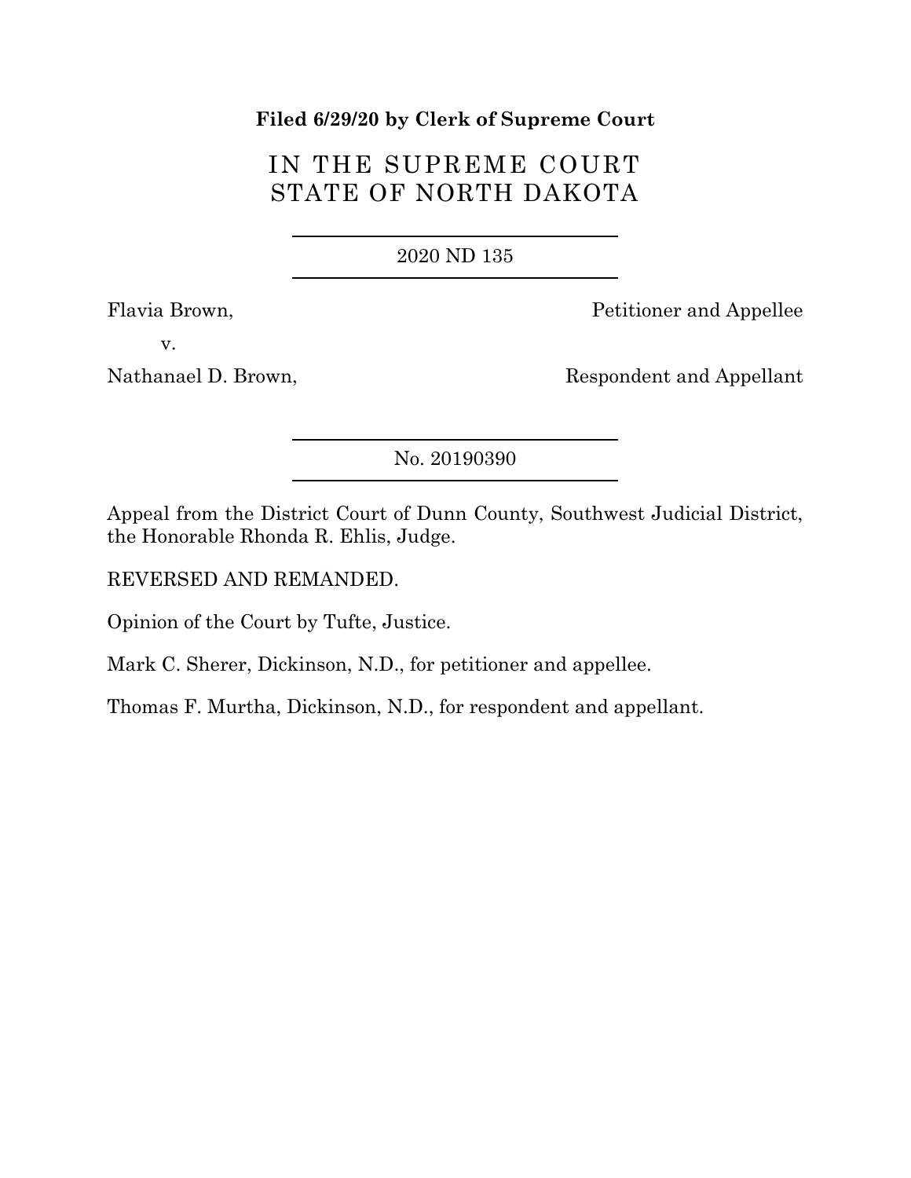**Filed 6/29/20 by Clerk of Supreme Court**

# IN THE SUPREME COURT
# STATE OF NORTH DAKOTA

---

2020 ND 135

---

Flavia Brown, Petitioner and Appellee

v.

Nathanael D. Brown, Respondent and Appellant

---

No. 20190390

---

Appeal from the District Court of Dunn County, Southwest Judicial District, the Honorable Rhonda R. Ehlis, Judge.

REVERSED AND REMANDED.

Opinion of the Court by Tufte, Justice.

Mark C. Sherer, Dickinson, N.D., for petitioner and appellee.

Thomas F. Murtha, Dickinson, N.D., for respondent and appellant.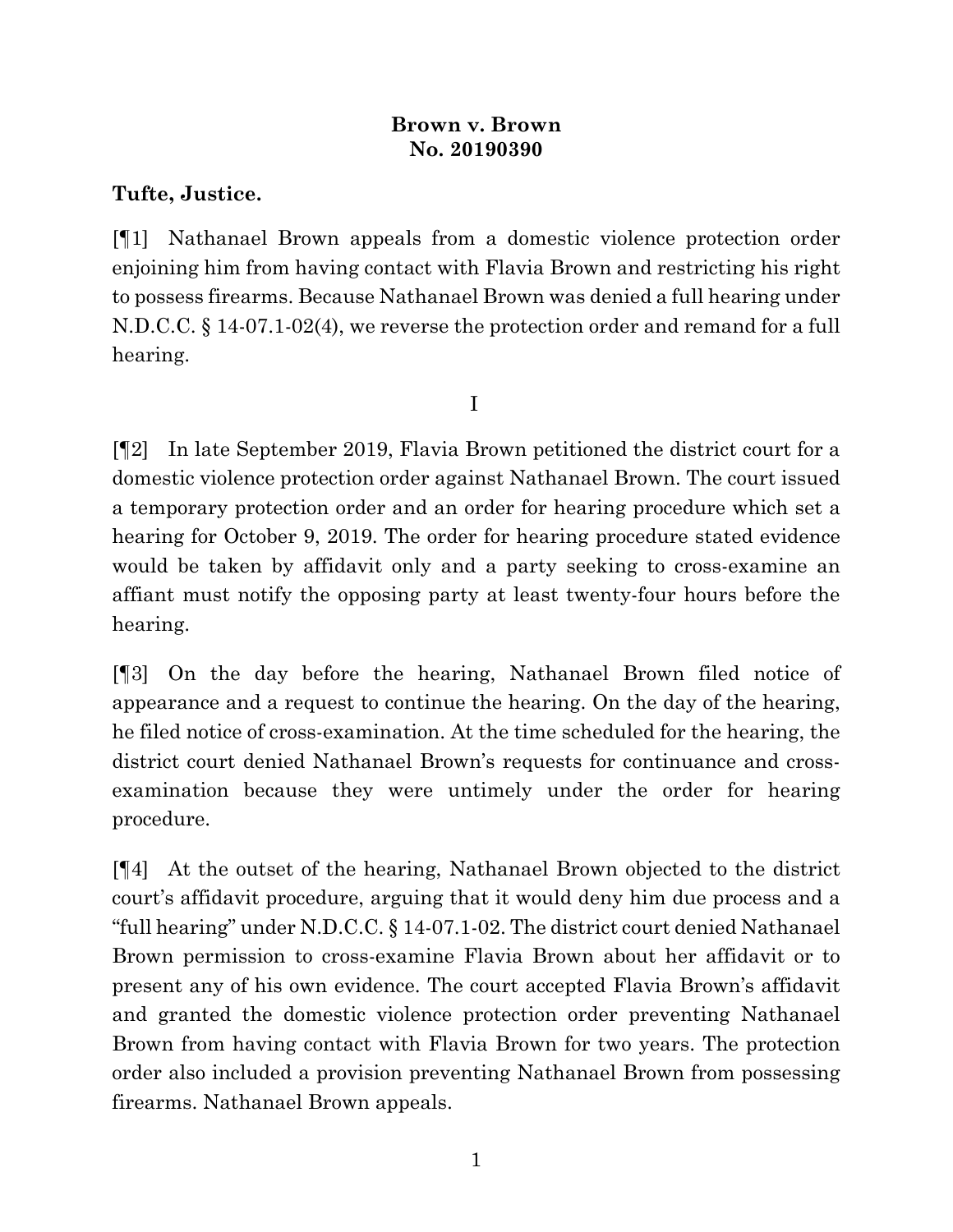**Brown v. Brown**
**No. 20190390**

**Tufte, Justice.**

[¶1] Nathanael Brown appeals from a domestic violence protection order enjoining him from having contact with Flavia Brown and restricting his right to possess firearms. Because Nathanael Brown was denied a full hearing under N.D.C.C. § 14-07.1-02(4), we reverse the protection order and remand for a full hearing.

I

[¶2] In late September 2019, Flavia Brown petitioned the district court for a domestic violence protection order against Nathanael Brown. The court issued a temporary protection order and an order for hearing procedure which set a hearing for October 9, 2019. The order for hearing procedure stated evidence would be taken by affidavit only and a party seeking to cross-examine an affiant must notify the opposing party at least twenty-four hours before the hearing.

[¶3] On the day before the hearing, Nathanael Brown filed notice of appearance and a request to continue the hearing. On the day of the hearing, he filed notice of cross-examination. At the time scheduled for the hearing, the district court denied Nathanael Brown's requests for continuance and cross-examination because they were untimely under the order for hearing procedure.

[¶4] At the outset of the hearing, Nathanael Brown objected to the district court's affidavit procedure, arguing that it would deny him due process and a "full hearing" under N.D.C.C. § 14-07.1-02. The district court denied Nathanael Brown permission to cross-examine Flavia Brown about her affidavit or to present any of his own evidence. The court accepted Flavia Brown's affidavit and granted the domestic violence protection order preventing Nathanael Brown from having contact with Flavia Brown for two years. The protection order also included a provision preventing Nathanael Brown from possessing firearms. Nathanael Brown appeals.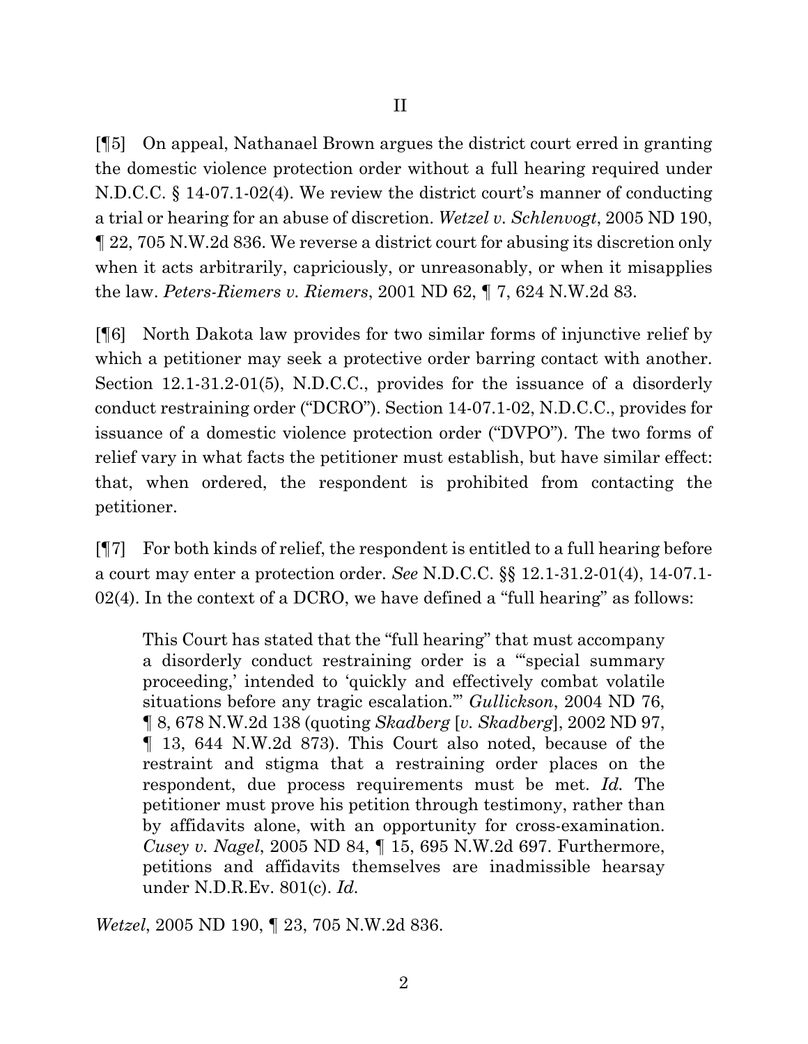## II

[¶5] On appeal, Nathanael Brown argues the district court erred in granting the domestic violence protection order without a full hearing required under N.D.C.C. § 14-07.1-02(4). We review the district court's manner of conducting a trial or hearing for an abuse of discretion. *Wetzel v. Schlenvogt*, 2005 ND 190, ¶ 22, 705 N.W.2d 836. We reverse a district court for abusing its discretion only when it acts arbitrarily, capriciously, or unreasonably, or when it misapplies the law. *Peters-Riemers v. Riemers*, 2001 ND 62, ¶ 7, 624 N.W.2d 83.

[¶6] North Dakota law provides for two similar forms of injunctive relief by which a petitioner may seek a protective order barring contact with another. Section 12.1-31.2-01(5), N.D.C.C., provides for the issuance of a disorderly conduct restraining order ("DCRO"). Section 14-07.1-02, N.D.C.C., provides for issuance of a domestic violence protection order ("DVPO"). The two forms of relief vary in what facts the petitioner must establish, but have similar effect: that, when ordered, the respondent is prohibited from contacting the petitioner.

[¶7] For both kinds of relief, the respondent is entitled to a full hearing before a court may enter a protection order. *See* N.D.C.C. §§ 12.1-31.2-01(4), 14-07.1-02(4). In the context of a DCRO, we have defined a "full hearing" as follows:

> This Court has stated that the "full hearing" that must accompany a disorderly conduct restraining order is a "'special summary proceeding,' intended to 'quickly and effectively combat volatile situations before any tragic escalation.'" *Gullickson*, 2004 ND 76, ¶ 8, 678 N.W.2d 138 (quoting *Skadberg* [*v. Skadberg*], 2002 ND 97, ¶ 13, 644 N.W.2d 873). This Court also noted, because of the restraint and stigma that a restraining order places on the respondent, due process requirements must be met. *Id.* The petitioner must prove his petition through testimony, rather than by affidavits alone, with an opportunity for cross-examination. *Cusey v. Nagel*, 2005 ND 84, ¶ 15, 695 N.W.2d 697. Furthermore, petitions and affidavits themselves are inadmissible hearsay under N.D.R.Ev. 801(c). *Id.*

*Wetzel*, 2005 ND 190, ¶ 23, 705 N.W.2d 836.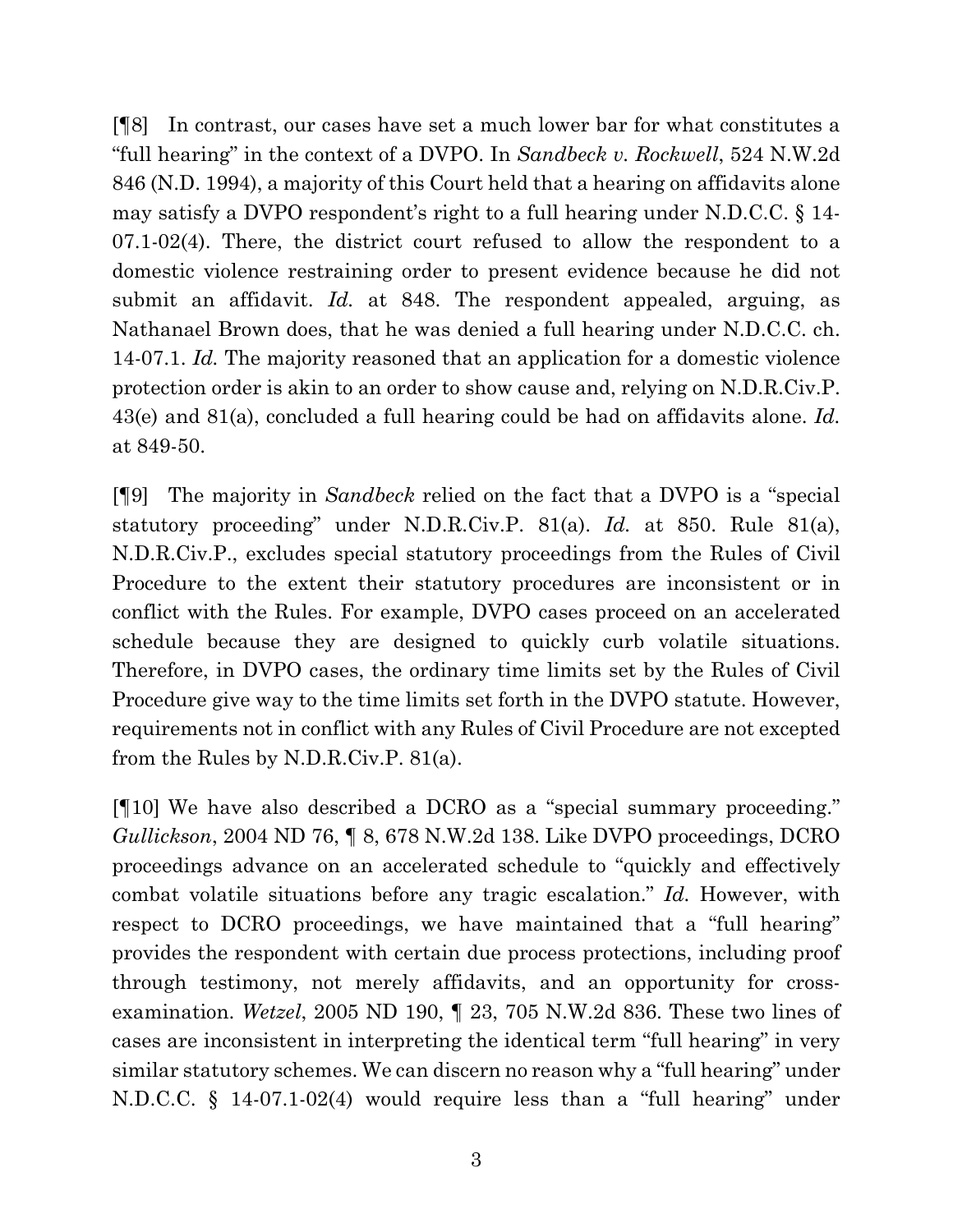[¶8] In contrast, our cases have set a much lower bar for what constitutes a "full hearing" in the context of a DVPO. In *Sandbeck v. Rockwell*, 524 N.W.2d 846 (N.D. 1994), a majority of this Court held that a hearing on affidavits alone may satisfy a DVPO respondent's right to a full hearing under N.D.C.C. § 14-07.1-02(4). There, the district court refused to allow the respondent to a domestic violence restraining order to present evidence because he did not submit an affidavit. *Id.* at 848. The respondent appealed, arguing, as Nathanael Brown does, that he was denied a full hearing under N.D.C.C. ch. 14-07.1. *Id.* The majority reasoned that an application for a domestic violence protection order is akin to an order to show cause and, relying on N.D.R.Civ.P. 43(e) and 81(a), concluded a full hearing could be had on affidavits alone. *Id.* at 849-50.

[¶9] The majority in *Sandbeck* relied on the fact that a DVPO is a "special statutory proceeding" under N.D.R.Civ.P. 81(a). *Id.* at 850. Rule 81(a), N.D.R.Civ.P., excludes special statutory proceedings from the Rules of Civil Procedure to the extent their statutory procedures are inconsistent or in conflict with the Rules. For example, DVPO cases proceed on an accelerated schedule because they are designed to quickly curb volatile situations. Therefore, in DVPO cases, the ordinary time limits set by the Rules of Civil Procedure give way to the time limits set forth in the DVPO statute. However, requirements not in conflict with any Rules of Civil Procedure are not excepted from the Rules by N.D.R.Civ.P. 81(a).

[¶10] We have also described a DCRO as a "special summary proceeding." *Gullickson*, 2004 ND 76, ¶ 8, 678 N.W.2d 138. Like DVPO proceedings, DCRO proceedings advance on an accelerated schedule to "quickly and effectively combat volatile situations before any tragic escalation." *Id.* However, with respect to DCRO proceedings, we have maintained that a "full hearing" provides the respondent with certain due process protections, including proof through testimony, not merely affidavits, and an opportunity for cross-examination. *Wetzel*, 2005 ND 190, ¶ 23, 705 N.W.2d 836. These two lines of cases are inconsistent in interpreting the identical term "full hearing" in very similar statutory schemes. We can discern no reason why a "full hearing" under N.D.C.C. § 14-07.1-02(4) would require less than a "full hearing" under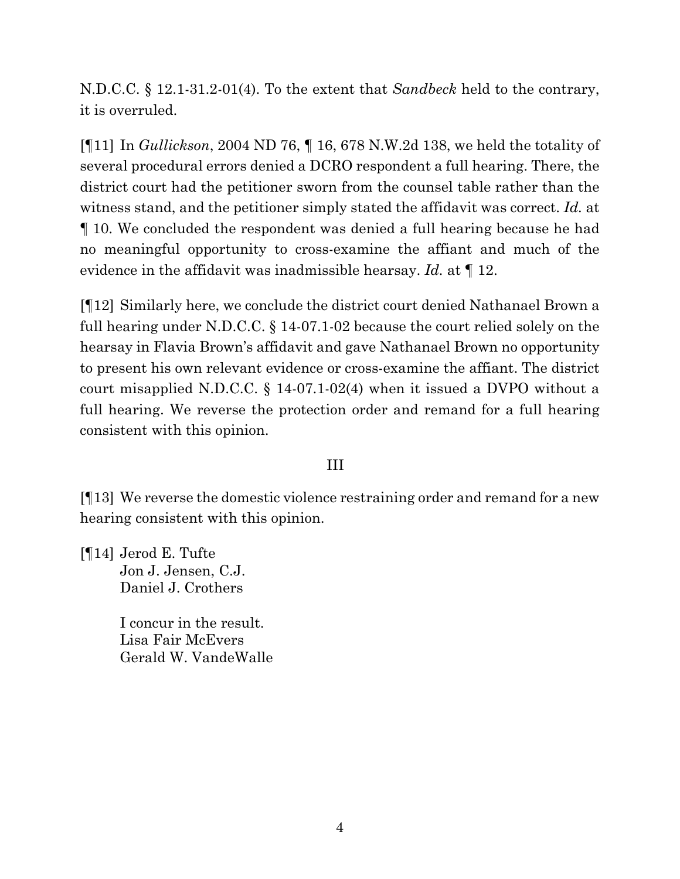N.D.C.C. § 12.1-31.2-01(4). To the extent that *Sandbeck* held to the contrary, it is overruled.

[¶11] In *Gullickson*, 2004 ND 76, ¶ 16, 678 N.W.2d 138, we held the totality of several procedural errors denied a DCRO respondent a full hearing. There, the district court had the petitioner sworn from the counsel table rather than the witness stand, and the petitioner simply stated the affidavit was correct. *Id.* at ¶ 10. We concluded the respondent was denied a full hearing because he had no meaningful opportunity to cross-examine the affiant and much of the evidence in the affidavit was inadmissible hearsay. *Id.* at ¶ 12.

[¶12] Similarly here, we conclude the district court denied Nathanael Brown a full hearing under N.D.C.C. § 14-07.1-02 because the court relied solely on the hearsay in Flavia Brown's affidavit and gave Nathanael Brown no opportunity to present his own relevant evidence or cross-examine the affiant. The district court misapplied N.D.C.C. § 14-07.1-02(4) when it issued a DVPO without a full hearing. We reverse the protection order and remand for a full hearing consistent with this opinion.

## III

[¶13] We reverse the domestic violence restraining order and remand for a new hearing consistent with this opinion.

[¶14] Jerod E. Tufte
Jon J. Jensen, C.J.
Daniel J. Crothers

I concur in the result.
Lisa Fair McEvers
Gerald W. VandeWalle